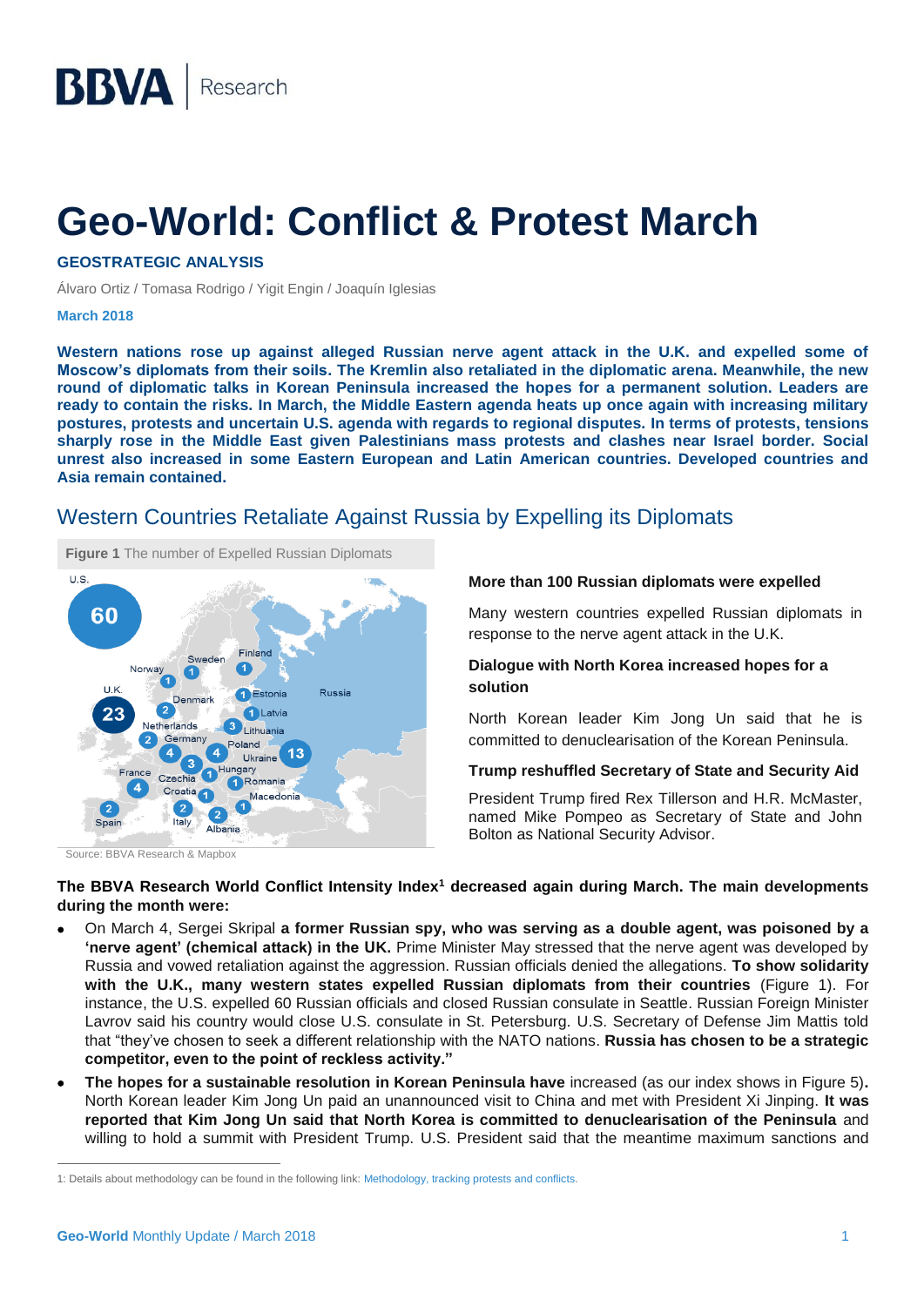BBVA | Research

# Geo-World: Conflict & Protest March

**GEOSTRATEGIC ANALYSIS**

Álvaro Ortiz / Tomasa Rodrigo / Yigit Engin / Joaquín Iglesias

**March 2018**

**Western nations rose up against alleged Russian nerve agent attack in the U.K. and expelled some of Moscow's diplomats from their soils. The Kremlin also retaliated in the diplomatic arena. Meanwhile, the new round of diplomatic talks in Korean Peninsula increased the hopes for a permanent solution. Leaders are ready to contain the risks. In March, the Middle Eastern agenda heats up once again with increasing military postures, protests and uncertain U.S. agenda with regards to regional disputes. In terms of protests, tensions sharply rose in the Middle East given Palestinians mass protests and clashes near Israel border. Social unrest also increased in some Eastern European and Latin American countries. Developed countries and Asia remain contained.**

## Western Countries Retaliate Against Russia by Expelling its Diplomats

**Figure 1** The number of Expelled Russian Diplomats

U.S. 60, U.K. 23, Norway 1, Sweden 1, Finland 1, Denmark 2, Estonia 1, Latvia 1, Lithuania 3, Netherlands 2, Germany 4, Poland 4, Ukraine 13, Russia, France 4, Czechia 3, Hungary 1, Romania 1, Croatia 1, Macedonia 1, Spain 2, Italy 2, Albania 2

Source: BBVA Research & Mapbox

**More than 100 Russian diplomats were expelled**

Many western countries expelled Russian diplomats in response to the nerve agent attack in the U.K.

**Dialogue with North Korea increased hopes for a solution**

North Korean leader Kim Jong Un said that he is committed to denuclearisation of the Korean Peninsula.

**Trump reshuffled Secretary of State and Security Aid**

President Trump fired Rex Tillerson and H.R. McMaster, named Mike Pompeo as Secretary of State and John Bolton as National Security Advisor.

**The BBVA Research World Conflict Intensity Index[1] decreased again during March. The main developments during the month were:**

- On March 4, Sergei Skripal **a former Russian spy, who was serving as a double agent, was poisoned by a 'nerve agent' (chemical attack) in the UK.** Prime Minister May stressed that the nerve agent was developed by Russia and vowed retaliation against the aggression. Russian officials denied the allegations. **To show solidarity with the U.K., many western states expelled Russian diplomats from their countries** (Figure 1). For instance, the U.S. expelled 60 Russian officials and closed Russian consulate in Seattle. Russian Foreign Minister Lavrov said his country would close U.S. consulate in St. Petersburg. U.S. Secretary of Defense Jim Mattis told that "they've chosen to seek a different relationship with the NATO nations. **Russia has chosen to be a strategic competitor, even to the point of reckless activity."**
- **The hopes for a sustainable resolution in Korean Peninsula have** increased (as our index shows in Figure 5)**.** North Korean leader Kim Jong Un paid an unannounced visit to China and met with President Xi Jinping. **It was reported that Kim Jong Un said that North Korea is committed to denuclearisation of the Peninsula** and willing to hold a summit with President Trump. U.S. President said that the meantime maximum sanctions and

1: Details about methodology can be found in the following link: Methodology, tracking protests and conflicts.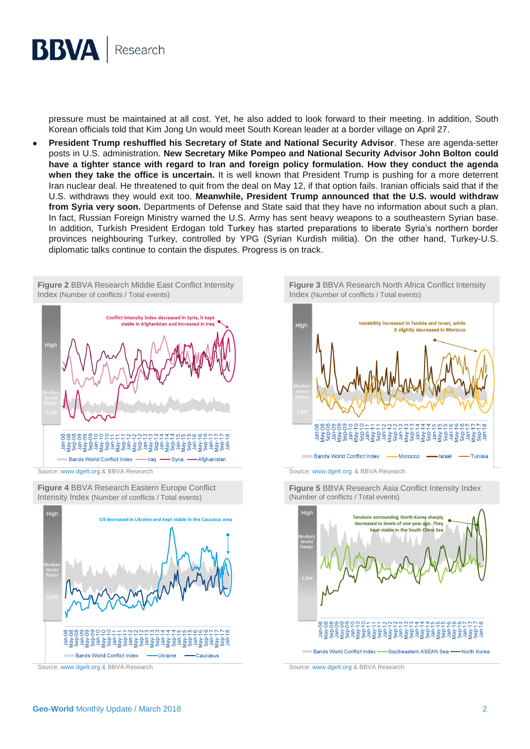pressure must be maintained at all cost. Yet, he also added to look forward to their meeting. In addition, South Korean officials told that Kim Jong Un would meet South Korean leader at a border village on April 27.

- **President Trump reshuffled his Secretary of State and National Security Advisor**. These are agenda-setter posts in U.S. administration. **New Secretary Mike Pompeo and National Security Advisor John Bolton could have a tighter stance with regard to Iran and foreign policy formulation. How they conduct the agenda when they take the office is uncertain.** It is well known that President Trump is pushing for a more deterrent Iran nuclear deal. He threatened to quit from the deal on May 12, if that option fails. Iranian officials said that if the U.S. withdraws they would exit too. **Meanwhile, President Trump announced that the U.S. would withdraw from Syria very soon.** Departments of Defense and State said that they have no information about such a plan. In fact, Russian Foreign Ministry warned the U.S. Army has sent heavy weapons to a southeastern Syrian base. In addition, Turkish President Erdogan told Turkey has started preparations to liberate Syria's northern border provinces neighbouring Turkey, controlled by YPG (Syrian Kurdish militia). On the other hand, Turkey-U.S. diplomatic talks continue to contain the disputes. Progress is on track.

**Figure 2** BBVA Research Middle East Conflict Intensity Index (Number of conflicts / Total events)

Source: www.dgelt.org & BBVA Research

**Figure 3** BBVA Research North Africa Conflict Intensity Index (Number of conflicts / Total events)

Source: www.dgelt.org & BBVA Research

**Figure 4** BBVA Research Eastern Europe Conflict Intensity Index (Number of conflicts / Total events)

Source: www.dgelt.org & BBVA Research

**Figure 5** BBVA Research Asia Conflict Intensity Index (Number of conflicts / Total events)

Source: www.dgelt.org & BBVA Research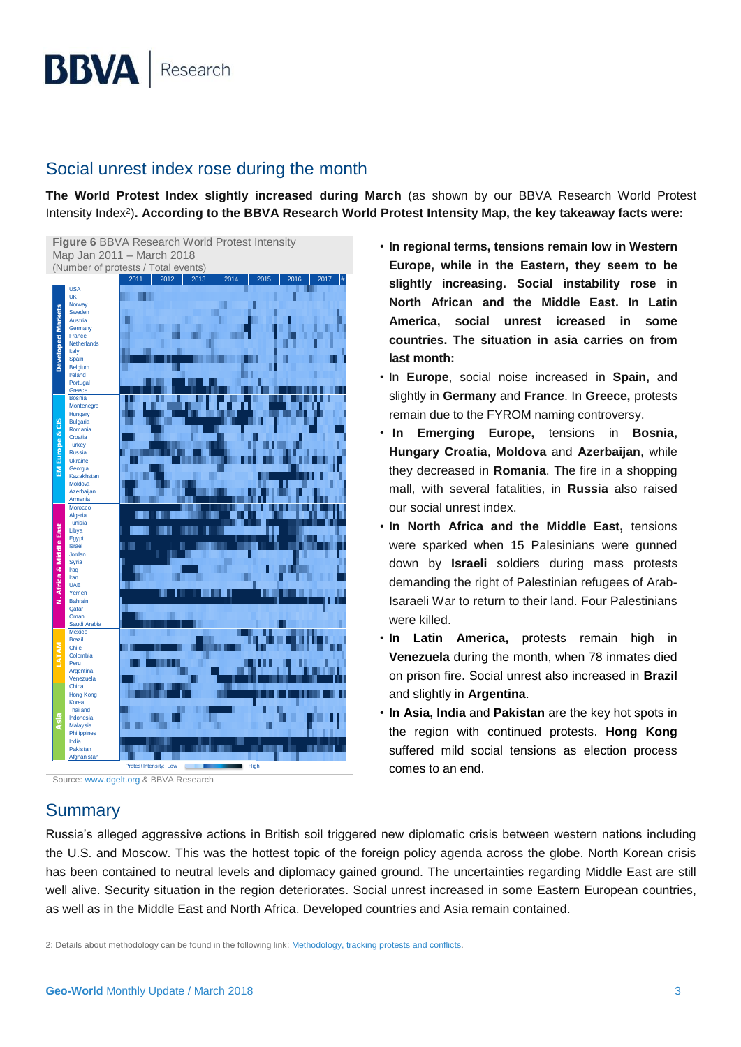## Social unrest index rose during the month

**The World Protest Index slightly increased during March** (as shown by our BBVA Research World Protest Intensity Index[2]**). According to the BBVA Research World Protest Intensity Map, the key takeaway facts were:**

**Figure 6** BBVA Research World Protest Intensity Map Jan 2011 – March 2018
(Number of protests / Total events)

Source: www.dgelt.org & BBVA Research

- **In regional terms, tensions remain low in Western Europe, while in the Eastern, they seem to be slightly increasing. Social instability rose in North African and the Middle East. In Latin America, social unrest icreased in some countries. The situation in asia carries on from last month:**
- In **Europe**, social noise increased in **Spain,** and slightly in **Germany** and **France**. In **Greece,** protests remain due to the FYROM naming controversy.
- **In Emerging Europe,** tensions in **Bosnia, Hungary Croatia**, **Moldova** and **Azerbaijan**, while they decreased in **Romania**. The fire in a shopping mall, with several fatalities, in **Russia** also raised our social unrest index.
- **In North Africa and the Middle East,** tensions were sparked when 15 Palesinians were gunned down by **Israeli** soldiers during mass protests demanding the right of Palestinian refugees of Arab-Isaraeli War to return to their land. Four Palestinians were killed.
- **In Latin America,** protests remain high in **Venezuela** during the month, when 78 inmates died on prison fire. Social unrest also increased in **Brazil** and slightly in **Argentina**.
- **In Asia, India** and **Pakistan** are the key hot spots in the region with continued protests. **Hong Kong** suffered mild social tensions as election process comes to an end.

## Summary

Russia's alleged aggressive actions in British soil triggered new diplomatic crisis between western nations including the U.S. and Moscow. This was the hottest topic of the foreign policy agenda across the globe. North Korean crisis has been contained to neutral levels and diplomacy gained ground. The uncertainties regarding Middle East are still well alive. Security situation in the region deteriorates. Social unrest increased in some Eastern European countries, as well as in the Middle East and North Africa. Developed countries and Asia remain contained.

2: Details about methodology can be found in the following link: Methodology, tracking protests and conflicts.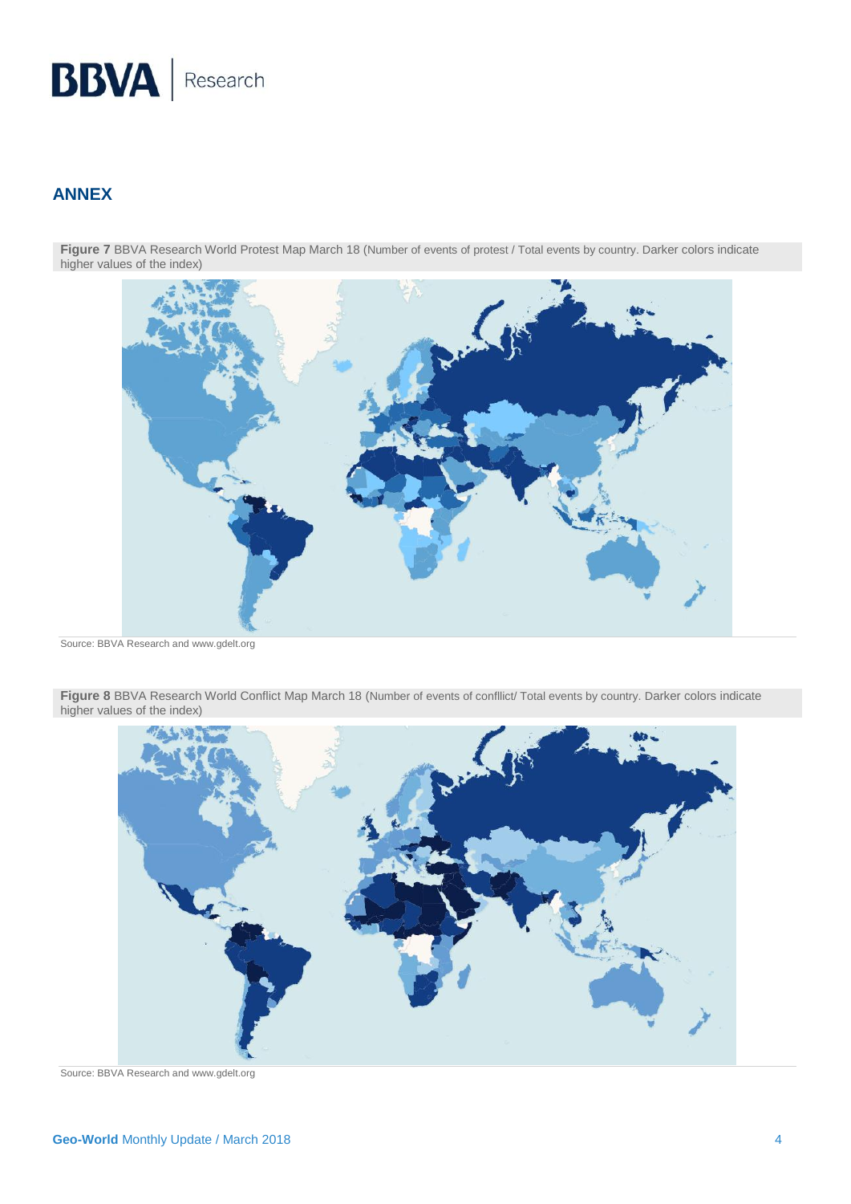## ANNEX

**Figure 7** BBVA Research World Protest Map March 18 (Number of events of protest / Total events by country. Darker colors indicate higher values of the index)

Source: BBVA Research and www.gdelt.org

**Figure 8** BBVA Research World Conflict Map March 18 (Number of events of confllict/ Total events by country. Darker colors indicate higher values of the index)

Source: BBVA Research and www.gdelt.org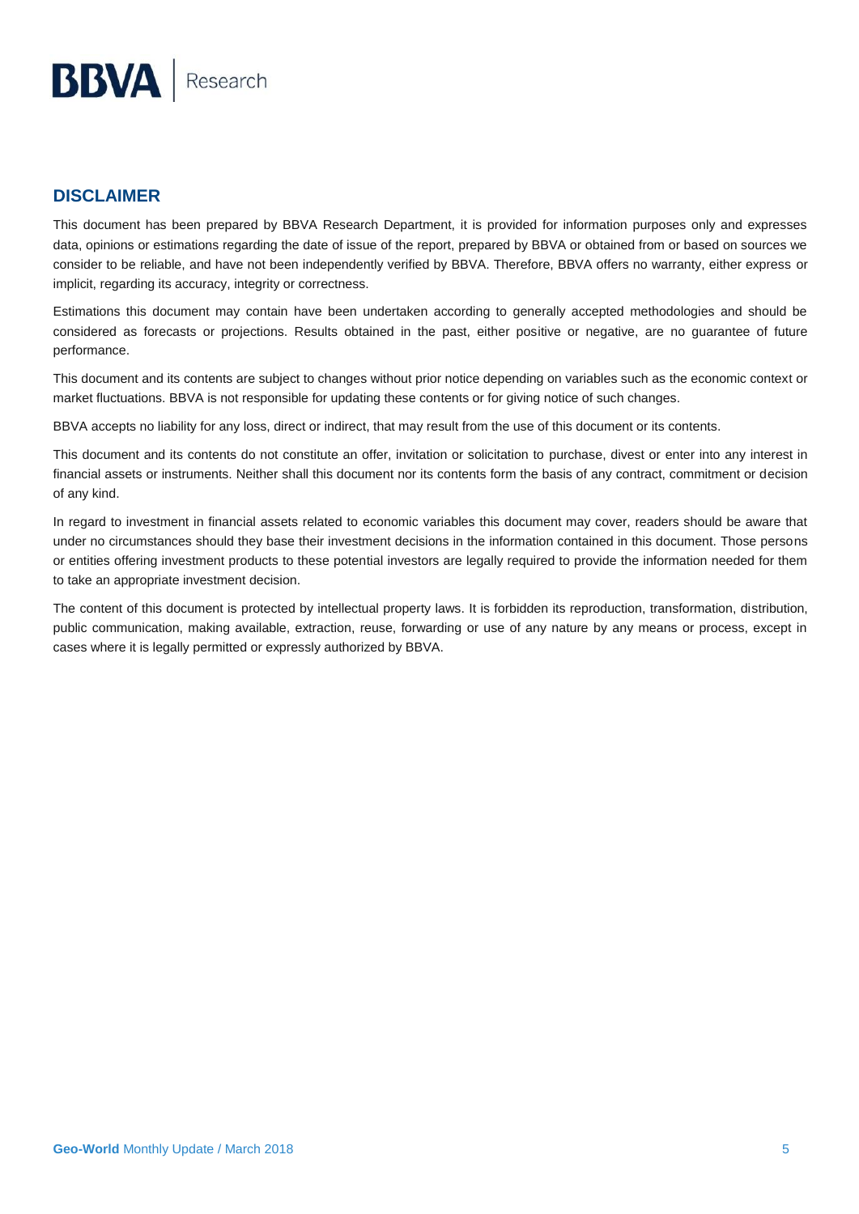## DISCLAIMER

This document has been prepared by BBVA Research Department, it is provided for information purposes only and expresses data, opinions or estimations regarding the date of issue of the report, prepared by BBVA or obtained from or based on sources we consider to be reliable, and have not been independently verified by BBVA. Therefore, BBVA offers no warranty, either express or implicit, regarding its accuracy, integrity or correctness.

Estimations this document may contain have been undertaken according to generally accepted methodologies and should be considered as forecasts or projections. Results obtained in the past, either positive or negative, are no guarantee of future performance.

This document and its contents are subject to changes without prior notice depending on variables such as the economic context or market fluctuations. BBVA is not responsible for updating these contents or for giving notice of such changes.

BBVA accepts no liability for any loss, direct or indirect, that may result from the use of this document or its contents.

This document and its contents do not constitute an offer, invitation or solicitation to purchase, divest or enter into any interest in financial assets or instruments. Neither shall this document nor its contents form the basis of any contract, commitment or decision of any kind.

In regard to investment in financial assets related to economic variables this document may cover, readers should be aware that under no circumstances should they base their investment decisions in the information contained in this document. Those persons or entities offering investment products to these potential investors are legally required to provide the information needed for them to take an appropriate investment decision.

The content of this document is protected by intellectual property laws. It is forbidden its reproduction, transformation, distribution, public communication, making available, extraction, reuse, forwarding or use of any nature by any means or process, except in cases where it is legally permitted or expressly authorized by BBVA.